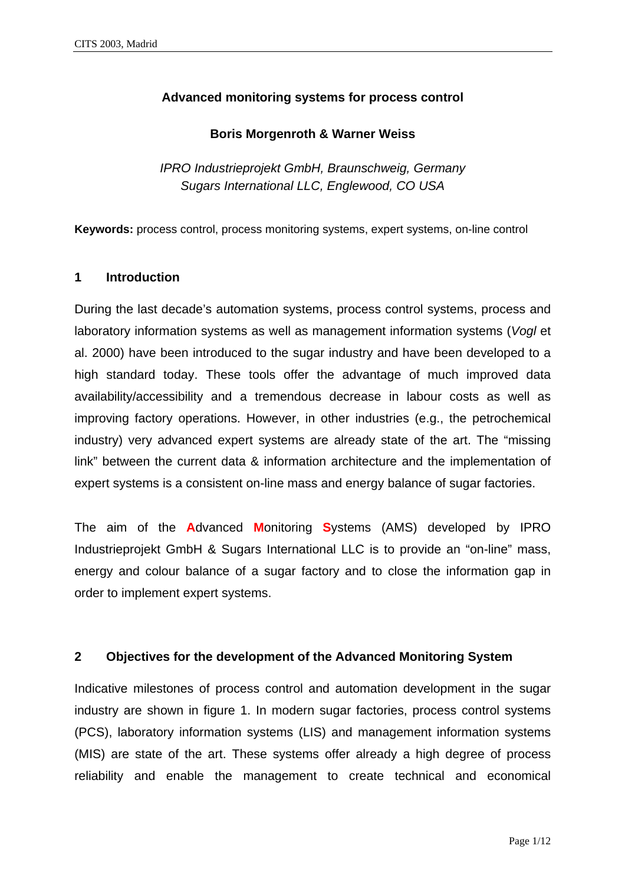# Advanced monitoring systems for process control

**Boris Morgenroth & Warner Weiss**

*IPRO Industrieprojekt GmbH, Braunschweig, Germany*
*Sugars International LLC, Englewood, CO USA*

**Keywords:** process control, process monitoring systems, expert systems, on-line control

## 1 Introduction

During the last decade's automation systems, process control systems, process and laboratory information systems as well as management information systems (*Vogl* et al. 2000) have been introduced to the sugar industry and have been developed to a high standard today. These tools offer the advantage of much improved data availability/accessibility and a tremendous decrease in labour costs as well as improving factory operations. However, in other industries (e.g., the petrochemical industry) very advanced expert systems are already state of the art. The "missing link" between the current data & information architecture and the implementation of expert systems is a consistent on-line mass and energy balance of sugar factories.

The aim of the **A**dvanced **M**onitoring **S**ystems (AMS) developed by IPRO Industrieprojekt GmbH & Sugars International LLC is to provide an "on-line" mass, energy and colour balance of a sugar factory and to close the information gap in order to implement expert systems.

## 2 Objectives for the development of the Advanced Monitoring System

Indicative milestones of process control and automation development in the sugar industry are shown in figure 1. In modern sugar factories, process control systems (PCS), laboratory information systems (LIS) and management information systems (MIS) are state of the art. These systems offer already a high degree of process reliability and enable the management to create technical and economical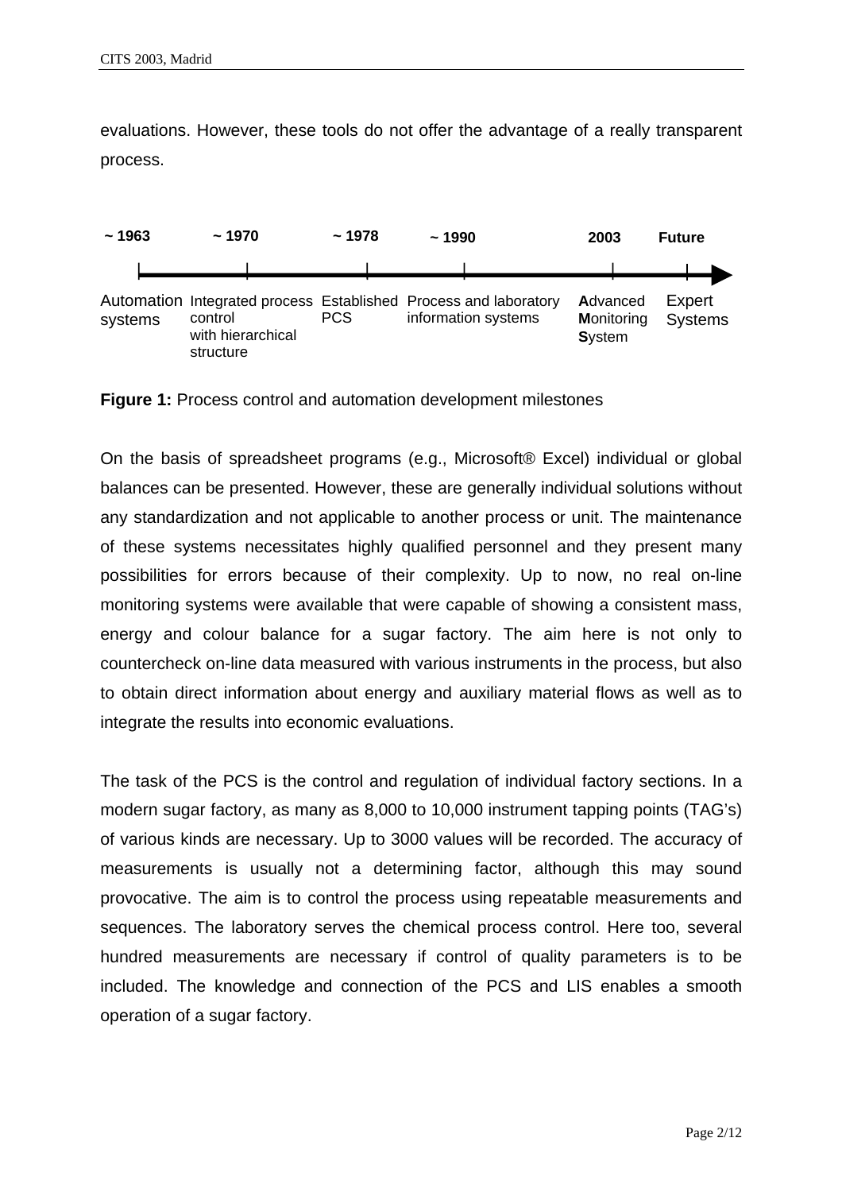evaluations. However, these tools do not offer the advantage of a really transparent process.

| ~ 1963 | ~ 1970 | ~ 1978 | ~ 1990 | 2003 | Future |
|---|---|---|---|---|---|
| Automation systems | Integrated process control with hierarchical structure | Established PCS | Process and laboratory information systems | **A**dvanced **M**onitoring **S**ystem | Expert Systems |

**Figure 1:** Process control and automation development milestones

On the basis of spreadsheet programs (e.g., Microsoft® Excel) individual or global balances can be presented. However, these are generally individual solutions without any standardization and not applicable to another process or unit. The maintenance of these systems necessitates highly qualified personnel and they present many possibilities for errors because of their complexity. Up to now, no real on-line monitoring systems were available that were capable of showing a consistent mass, energy and colour balance for a sugar factory. The aim here is not only to countercheck on-line data measured with various instruments in the process, but also to obtain direct information about energy and auxiliary material flows as well as to integrate the results into economic evaluations.

The task of the PCS is the control and regulation of individual factory sections. In a modern sugar factory, as many as 8,000 to 10,000 instrument tapping points (TAG's) of various kinds are necessary. Up to 3000 values will be recorded. The accuracy of measurements is usually not a determining factor, although this may sound provocative. The aim is to control the process using repeatable measurements and sequences. The laboratory serves the chemical process control. Here too, several hundred measurements are necessary if control of quality parameters is to be included. The knowledge and connection of the PCS and LIS enables a smooth operation of a sugar factory.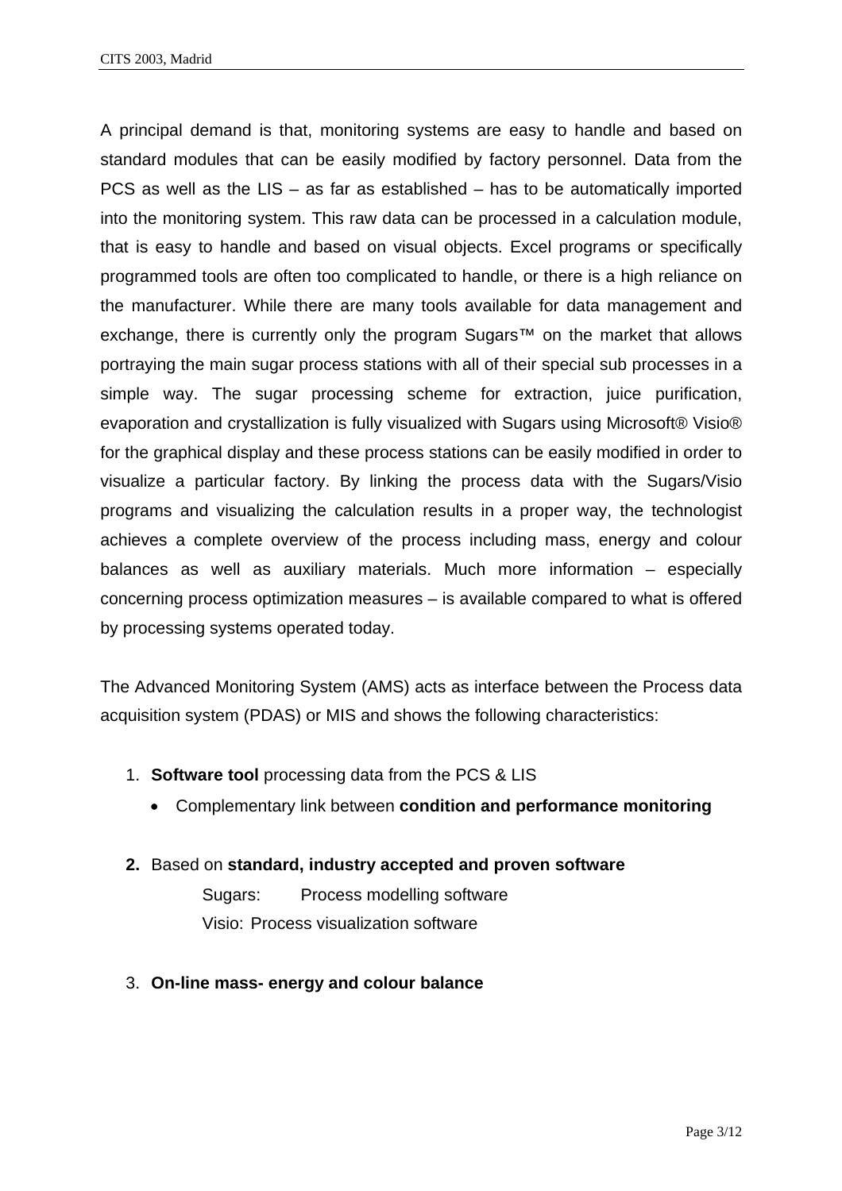A principal demand is that, monitoring systems are easy to handle and based on standard modules that can be easily modified by factory personnel. Data from the PCS as well as the LIS – as far as established – has to be automatically imported into the monitoring system. This raw data can be processed in a calculation module, that is easy to handle and based on visual objects. Excel programs or specifically programmed tools are often too complicated to handle, or there is a high reliance on the manufacturer. While there are many tools available for data management and exchange, there is currently only the program Sugars™ on the market that allows portraying the main sugar process stations with all of their special sub processes in a simple way. The sugar processing scheme for extraction, juice purification, evaporation and crystallization is fully visualized with Sugars using Microsoft® Visio® for the graphical display and these process stations can be easily modified in order to visualize a particular factory. By linking the process data with the Sugars/Visio programs and visualizing the calculation results in a proper way, the technologist achieves a complete overview of the process including mass, energy and colour balances as well as auxiliary materials. Much more information – especially concerning process optimization measures – is available compared to what is offered by processing systems operated today.

The Advanced Monitoring System (AMS) acts as interface between the Process data acquisition system (PDAS) or MIS and shows the following characteristics:

1. **Software tool** processing data from the PCS & LIS
   - Complementary link between **condition and performance monitoring**

2. Based on **standard, industry accepted and proven software**

   Sugars: Process modelling software

   Visio: Process visualization software

3. **On-line mass- energy and colour balance**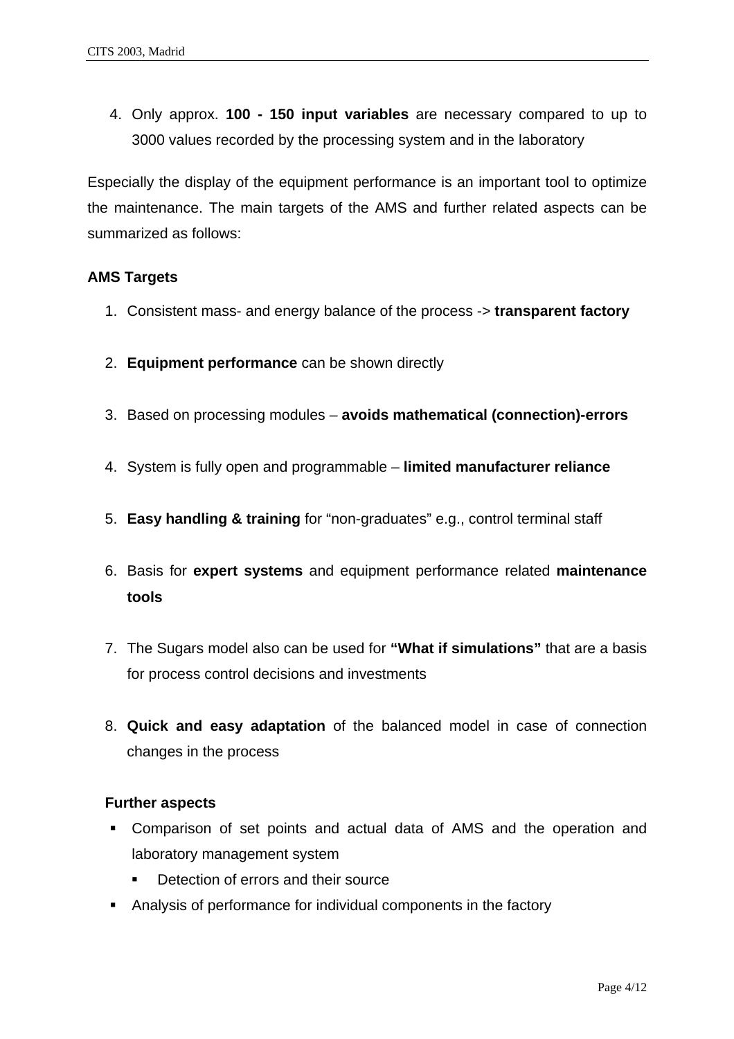4. Only approx. **100 - 150 input variables** are necessary compared to up to 3000 values recorded by the processing system and in the laboratory

Especially the display of the equipment performance is an important tool to optimize the maintenance. The main targets of the AMS and further related aspects can be summarized as follows:

**AMS Targets**

1. Consistent mass- and energy balance of the process -> **transparent factory**
2. **Equipment performance** can be shown directly
3. Based on processing modules – **avoids mathematical (connection)-errors**
4. System is fully open and programmable – **limited manufacturer reliance**
5. **Easy handling & training** for "non-graduates" e.g., control terminal staff
6. Basis for **expert systems** and equipment performance related **maintenance tools**
7. The Sugars model also can be used for **"What if simulations"** that are a basis for process control decisions and investments
8. **Quick and easy adaptation** of the balanced model in case of connection changes in the process

**Further aspects**

- Comparison of set points and actual data of AMS and the operation and laboratory management system
  - Detection of errors and their source
- Analysis of performance for individual components in the factory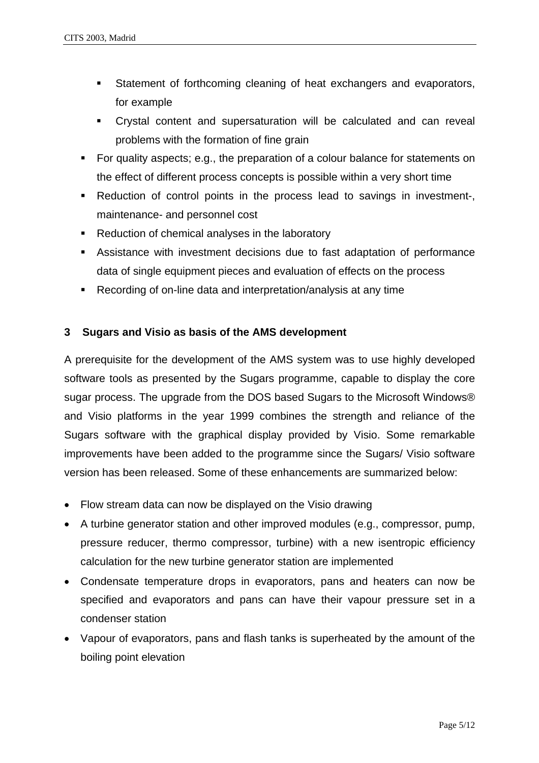- Statement of forthcoming cleaning of heat exchangers and evaporators, for example
    - Crystal content and supersaturation will be calculated and can reveal problems with the formation of fine grain
- For quality aspects; e.g., the preparation of a colour balance for statements on the effect of different process concepts is possible within a very short time
- Reduction of control points in the process lead to savings in investment-, maintenance- and personnel cost
- Reduction of chemical analyses in the laboratory
- Assistance with investment decisions due to fast adaptation of performance data of single equipment pieces and evaluation of effects on the process
- Recording of on-line data and interpretation/analysis at any time

## 3 Sugars and Visio as basis of the AMS development

A prerequisite for the development of the AMS system was to use highly developed software tools as presented by the Sugars programme, capable to display the core sugar process. The upgrade from the DOS based Sugars to the Microsoft Windows® and Visio platforms in the year 1999 combines the strength and reliance of the Sugars software with the graphical display provided by Visio. Some remarkable improvements have been added to the programme since the Sugars/ Visio software version has been released. Some of these enhancements are summarized below:

- Flow stream data can now be displayed on the Visio drawing
- A turbine generator station and other improved modules (e.g., compressor, pump, pressure reducer, thermo compressor, turbine) with a new isentropic efficiency calculation for the new turbine generator station are implemented
- Condensate temperature drops in evaporators, pans and heaters can now be specified and evaporators and pans can have their vapour pressure set in a condenser station
- Vapour of evaporators, pans and flash tanks is superheated by the amount of the boiling point elevation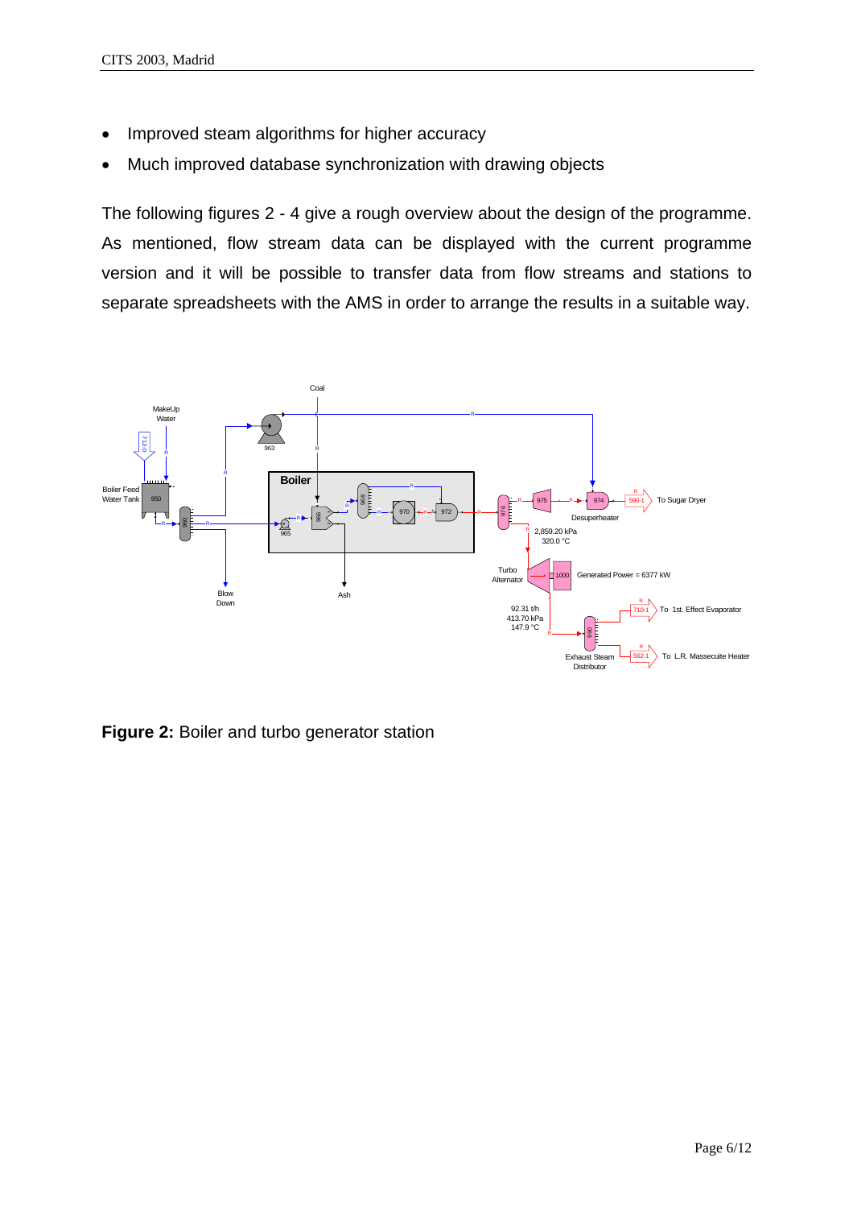- Improved steam algorithms for higher accuracy
- Much improved database synchronization with drawing objects

The following figures 2 - 4 give a rough overview about the design of the programme. As mentioned, flow stream data can be displayed with the current programme version and it will be possible to transfer data from flow streams and stations to separate spreadsheets with the AMS in order to arrange the results in a suitable way.

**Figure 2:** Boiler and turbo generator station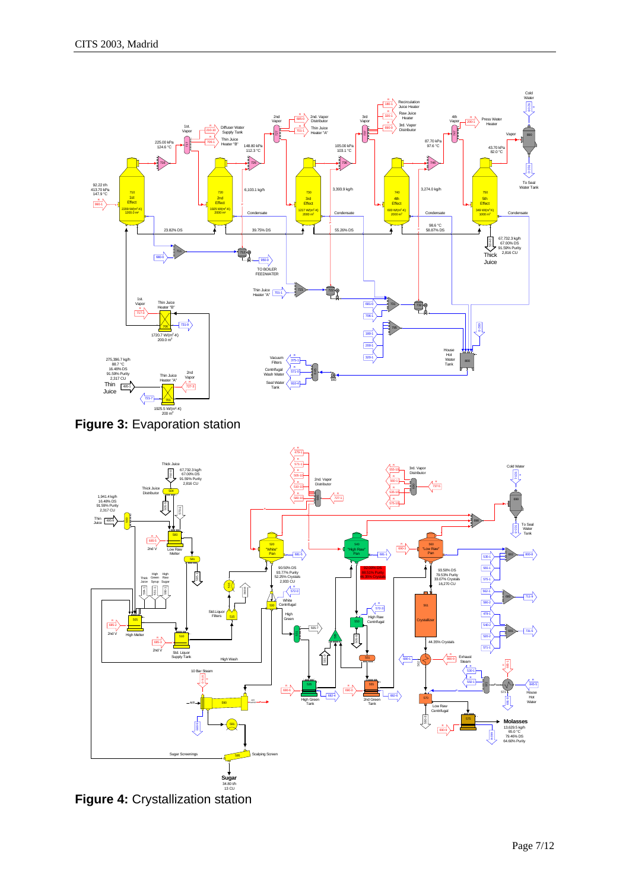**Figure 3:** Evaporation station

**Figure 4:** Crystallization station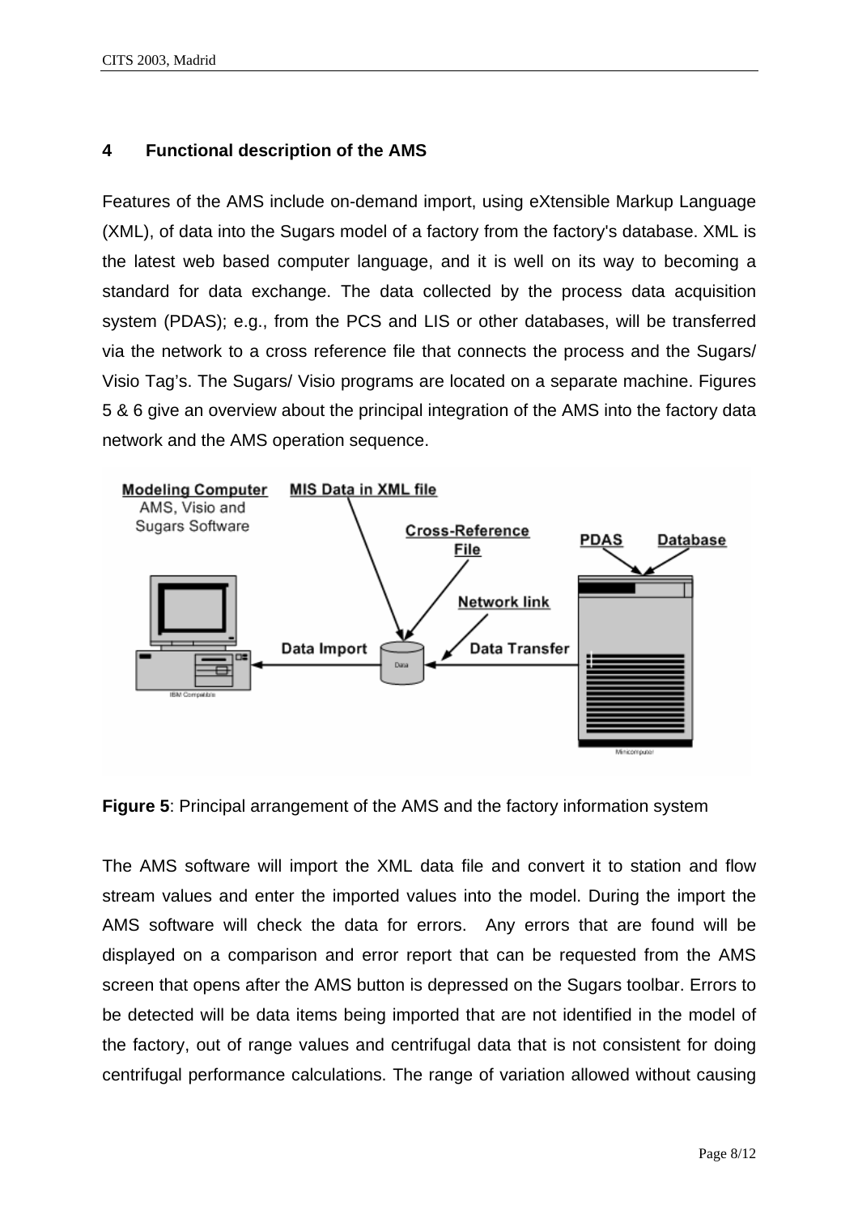## 4 Functional description of the AMS

Features of the AMS include on-demand import, using eXtensible Markup Language (XML), of data into the Sugars model of a factory from the factory's database. XML is the latest web based computer language, and it is well on its way to becoming a standard for data exchange. The data collected by the process data acquisition system (PDAS); e.g., from the PCS and LIS or other databases, will be transferred via the network to a cross reference file that connects the process and the Sugars/ Visio Tag's. The Sugars/ Visio programs are located on a separate machine. Figures 5 & 6 give an overview about the principal integration of the AMS into the factory data network and the AMS operation sequence.

**Figure 5**: Principal arrangement of the AMS and the factory information system

The AMS software will import the XML data file and convert it to station and flow stream values and enter the imported values into the model. During the import the AMS software will check the data for errors. Any errors that are found will be displayed on a comparison and error report that can be requested from the AMS screen that opens after the AMS button is depressed on the Sugars toolbar. Errors to be detected will be data items being imported that are not identified in the model of the factory, out of range values and centrifugal data that is not consistent for doing centrifugal performance calculations. The range of variation allowed without causing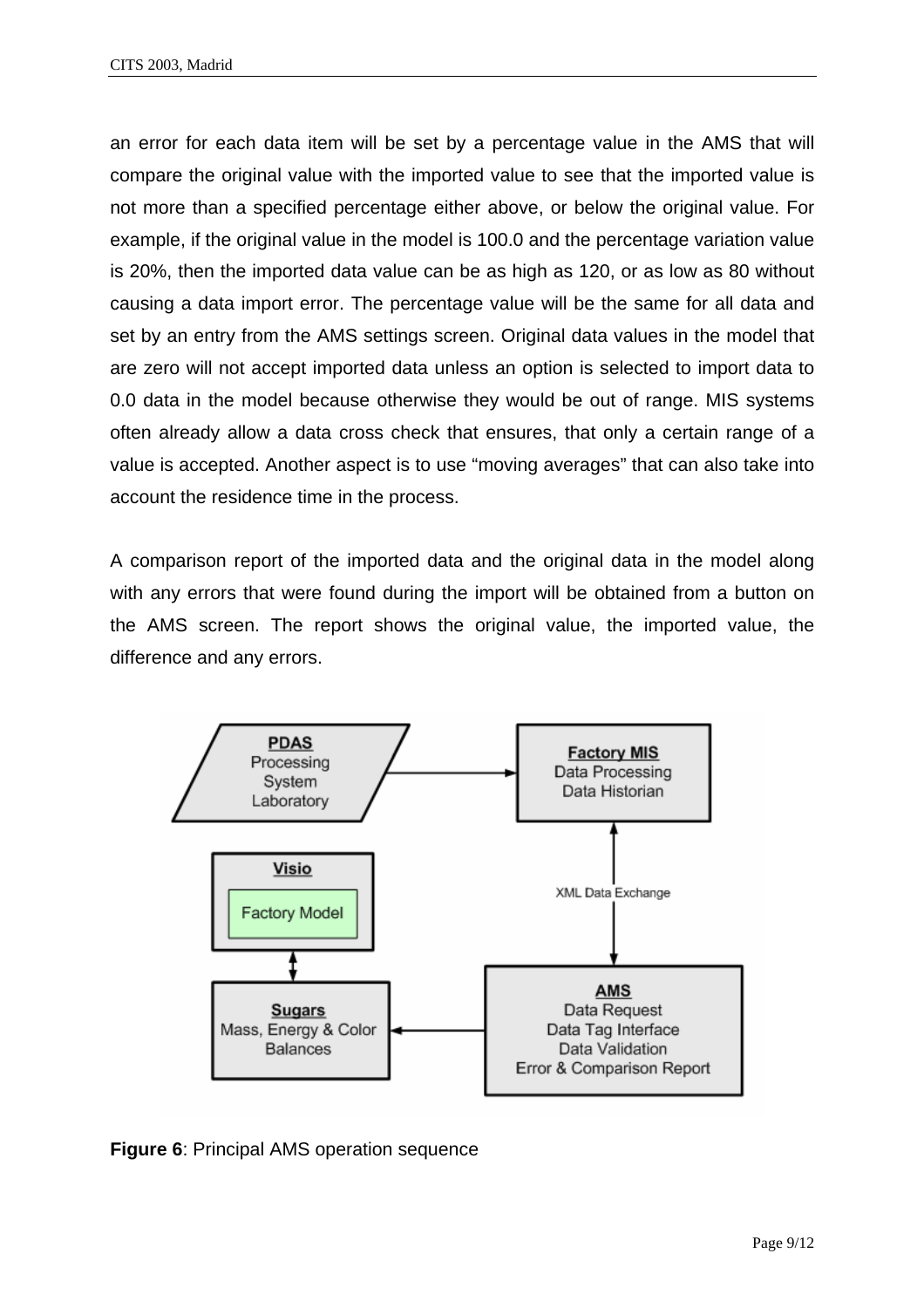an error for each data item will be set by a percentage value in the AMS that will compare the original value with the imported value to see that the imported value is not more than a specified percentage either above, or below the original value. For example, if the original value in the model is 100.0 and the percentage variation value is 20%, then the imported data value can be as high as 120, or as low as 80 without causing a data import error. The percentage value will be the same for all data and set by an entry from the AMS settings screen. Original data values in the model that are zero will not accept imported data unless an option is selected to import data to 0.0 data in the model because otherwise they would be out of range. MIS systems often already allow a data cross check that ensures, that only a certain range of a value is accepted. Another aspect is to use "moving averages" that can also take into account the residence time in the process.

A comparison report of the imported data and the original data in the model along with any errors that were found during the import will be obtained from a button on the AMS screen. The report shows the original value, the imported value, the difference and any errors.

**Figure 6**: Principal AMS operation sequence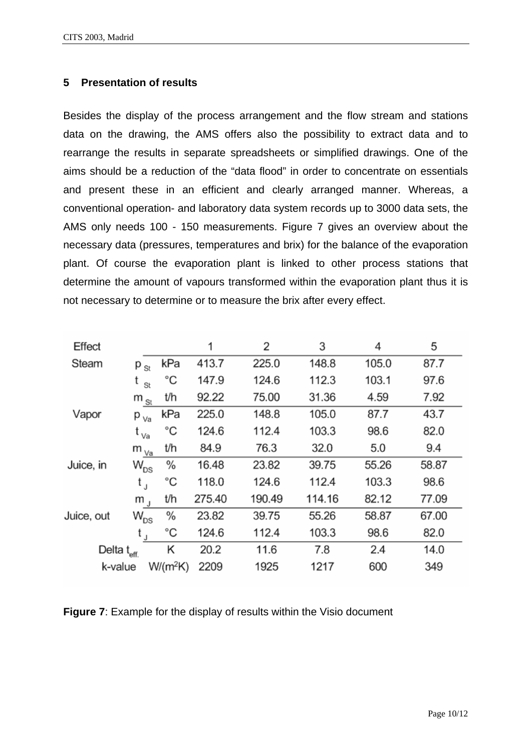## 5 Presentation of results

Besides the display of the process arrangement and the flow stream and stations data on the drawing, the AMS offers also the possibility to extract data and to rearrange the results in separate spreadsheets or simplified drawings. One of the aims should be a reduction of the "data flood" in order to concentrate on essentials and present these in an efficient and clearly arranged manner. Whereas, a conventional operation- and laboratory data system records up to 3000 data sets, the AMS only needs 100 - 150 measurements. Figure 7 gives an overview about the necessary data (pressures, temperatures and brix) for the balance of the evaporation plant. Of course the evaporation plant is linked to other process stations that determine the amount of vapours transformed within the evaporation plant thus it is not necessary to determine or to measure the brix after every effect.

| Effect | | | 1 | 2 | 3 | 4 | 5 |
|---|---|---|---|---|---|---|---|
| Steam | $p_{St}$ | kPa | 413.7 | 225.0 | 148.8 | 105.0 | 87.7 |
| | $t_{St}$ | °C | 147.9 | 124.6 | 112.3 | 103.1 | 97.6 |
| | $m_{St}$ | t/h | 92.22 | 75.00 | 31.36 | 4.59 | 7.92 |
| Vapor | $p_{Va}$ | kPa | 225.0 | 148.8 | 105.0 | 87.7 | 43.7 |
| | $t_{Va}$ | °C | 124.6 | 112.4 | 103.3 | 98.6 | 82.0 |
| | $m_{Va}$ | t/h | 84.9 | 76.3 | 32.0 | 5.0 | 9.4 |
| Juice, in | $W_{DS}$ | % | 16.48 | 23.82 | 39.75 | 55.26 | 58.87 |
| | $t_J$ | °C | 118.0 | 124.6 | 112.4 | 103.3 | 98.6 |
| | $m_J$ | t/h | 275.40 | 190.49 | 114.16 | 82.12 | 77.09 |
| Juice, out | $W_{DS}$ | % | 23.82 | 39.75 | 55.26 | 58.87 | 67.00 |
| | $t_J$ | °C | 124.6 | 112.4 | 103.3 | 98.6 | 82.0 |
| Delta $t_{eff.}$ | | K | 20.2 | 11.6 | 7.8 | 2.4 | 14.0 |
| k-value | | W/(m²K) | 2209 | 1925 | 1217 | 600 | 349 |

**Figure 7**: Example for the display of results within the Visio document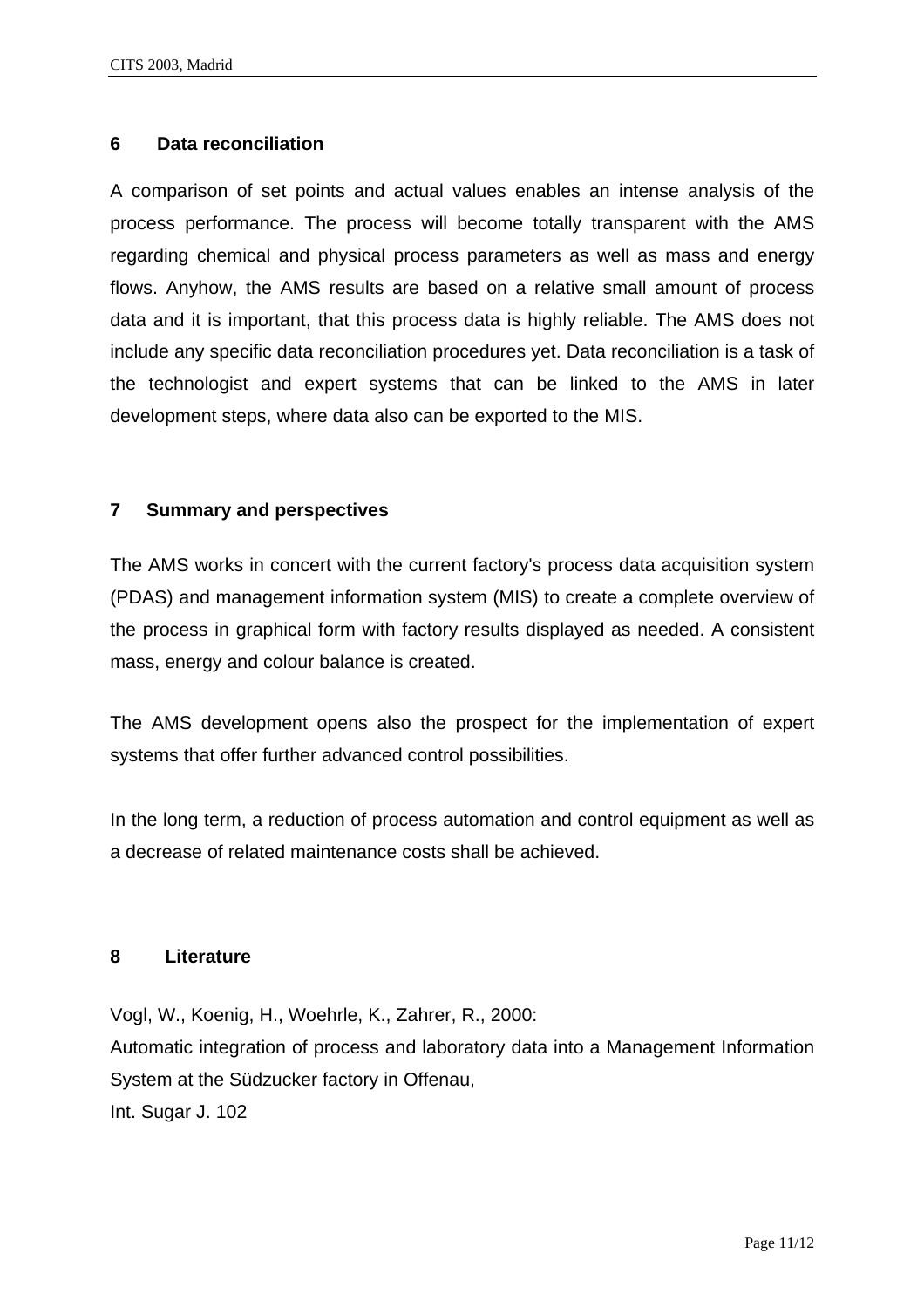## 6 Data reconciliation

A comparison of set points and actual values enables an intense analysis of the process performance. The process will become totally transparent with the AMS regarding chemical and physical process parameters as well as mass and energy flows. Anyhow, the AMS results are based on a relative small amount of process data and it is important, that this process data is highly reliable. The AMS does not include any specific data reconciliation procedures yet. Data reconciliation is a task of the technologist and expert systems that can be linked to the AMS in later development steps, where data also can be exported to the MIS.

## 7 Summary and perspectives

The AMS works in concert with the current factory's process data acquisition system (PDAS) and management information system (MIS) to create a complete overview of the process in graphical form with factory results displayed as needed. A consistent mass, energy and colour balance is created.

The AMS development opens also the prospect for the implementation of expert systems that offer further advanced control possibilities.

In the long term, a reduction of process automation and control equipment as well as a decrease of related maintenance costs shall be achieved.

## 8 Literature

Vogl, W., Koenig, H., Woehrle, K., Zahrer, R., 2000:
Automatic integration of process and laboratory data into a Management Information System at the Südzucker factory in Offenau,
Int. Sugar J. 102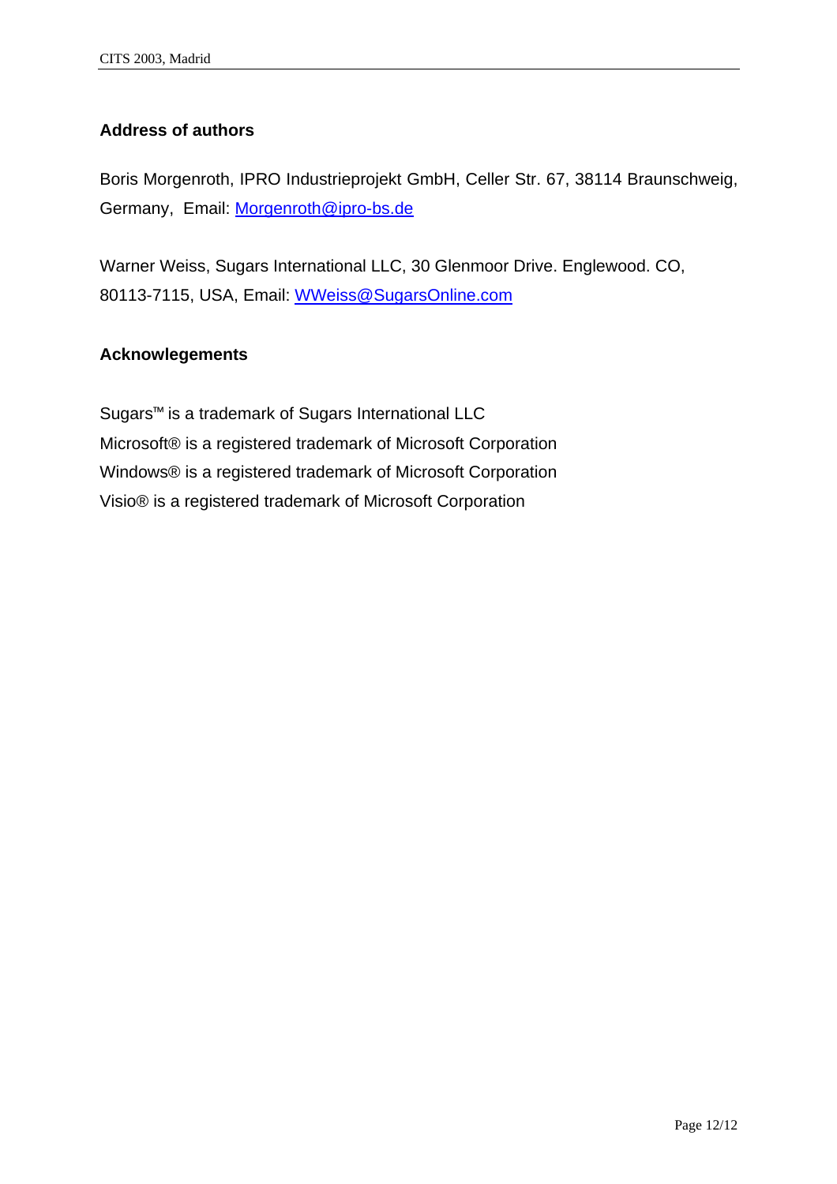## Address of authors

Boris Morgenroth, IPRO Industrieprojekt GmbH, Celler Str. 67, 38114 Braunschweig, Germany, Email: Morgenroth@ipro-bs.de

Warner Weiss, Sugars International LLC, 30 Glenmoor Drive. Englewood. CO, 80113-7115, USA, Email: WWeiss@SugarsOnline.com

## Acknowlegements

Sugars™ is a trademark of Sugars International LLC
Microsoft® is a registered trademark of Microsoft Corporation
Windows® is a registered trademark of Microsoft Corporation
Visio® is a registered trademark of Microsoft Corporation